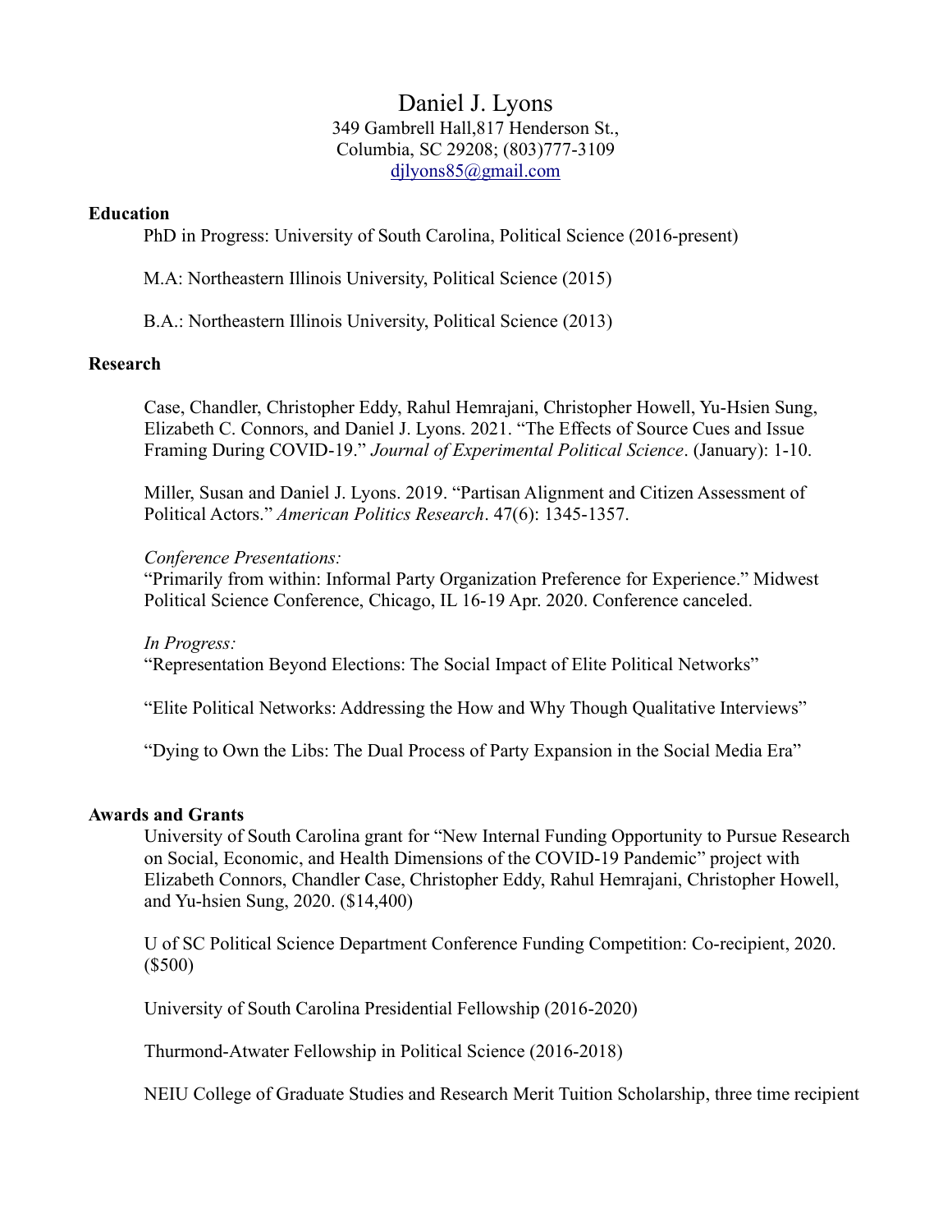# Daniel J. Lyons

349 Gambrell Hall,817 Henderson St.,
Columbia, SC 29208; (803)777-3109
djlyons85@gmail.com

## Education

PhD in Progress: University of South Carolina, Political Science (2016-present)

M.A: Northeastern Illinois University, Political Science (2015)

B.A.: Northeastern Illinois University, Political Science (2013)

## Research

Case, Chandler, Christopher Eddy, Rahul Hemrajani, Christopher Howell, Yu-Hsien Sung, Elizabeth C. Connors, and Daniel J. Lyons. 2021. "The Effects of Source Cues and Issue Framing During COVID-19." *Journal of Experimental Political Science*. (January): 1-10.

Miller, Susan and Daniel J. Lyons. 2019. "Partisan Alignment and Citizen Assessment of Political Actors." *American Politics Research*. 47(6): 1345-1357.

*Conference Presentations:*
"Primarily from within: Informal Party Organization Preference for Experience." Midwest Political Science Conference, Chicago, IL 16-19 Apr. 2020. Conference canceled.

*In Progress:*
"Representation Beyond Elections: The Social Impact of Elite Political Networks"

"Elite Political Networks: Addressing the How and Why Though Qualitative Interviews"

"Dying to Own the Libs: The Dual Process of Party Expansion in the Social Media Era"

## Awards and Grants

University of South Carolina grant for "New Internal Funding Opportunity to Pursue Research on Social, Economic, and Health Dimensions of the COVID-19 Pandemic" project with Elizabeth Connors, Chandler Case, Christopher Eddy, Rahul Hemrajani, Christopher Howell, and Yu-hsien Sung, 2020. ($14,400)

U of SC Political Science Department Conference Funding Competition: Co-recipient, 2020. ($500)

University of South Carolina Presidential Fellowship (2016-2020)

Thurmond-Atwater Fellowship in Political Science (2016-2018)

NEIU College of Graduate Studies and Research Merit Tuition Scholarship, three time recipient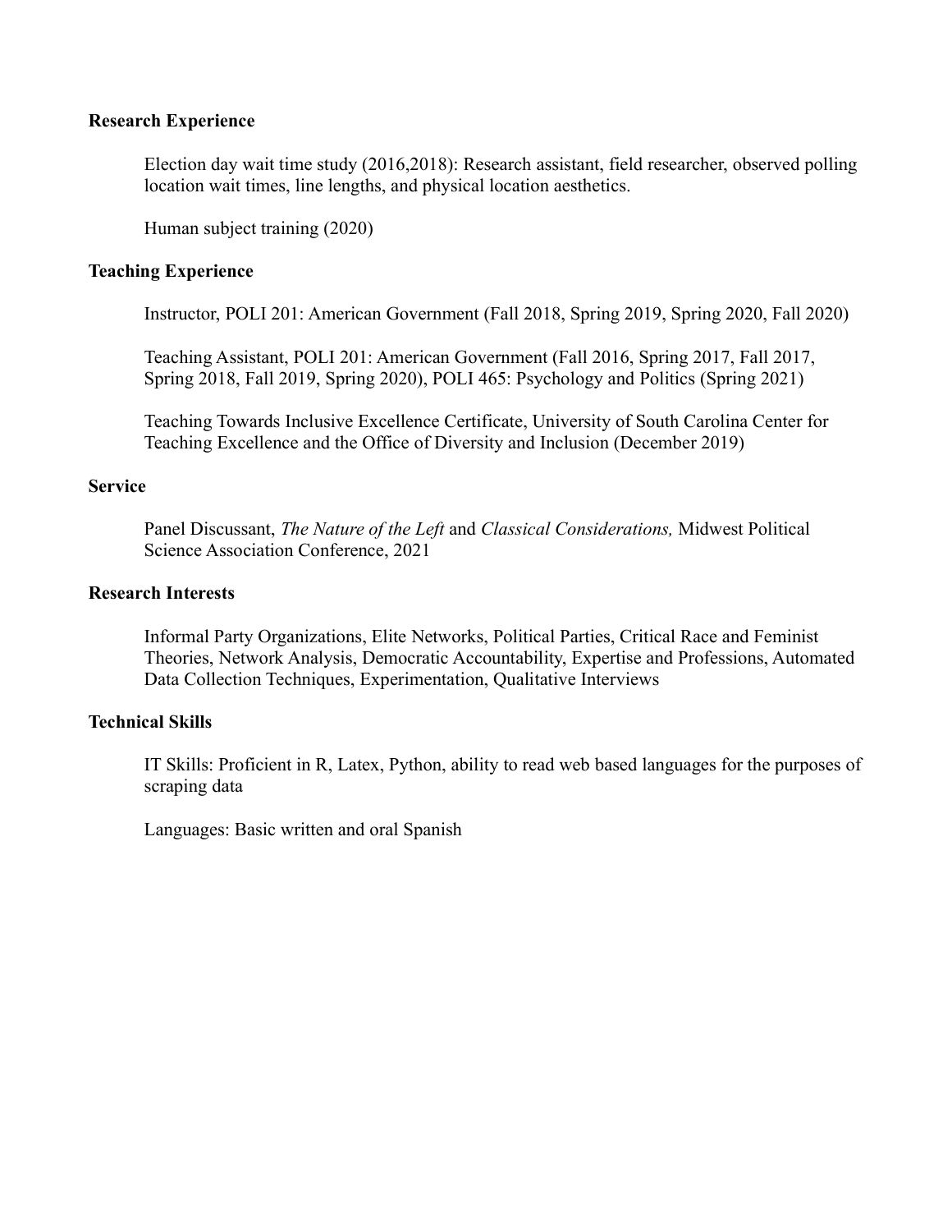## Research Experience

Election day wait time study (2016,2018): Research assistant, field researcher, observed polling location wait times, line lengths, and physical location aesthetics.

Human subject training (2020)

## Teaching Experience

Instructor, POLI 201: American Government (Fall 2018, Spring 2019, Spring 2020, Fall 2020)

Teaching Assistant, POLI 201: American Government (Fall 2016, Spring 2017, Fall 2017, Spring 2018, Fall 2019, Spring 2020), POLI 465: Psychology and Politics (Spring 2021)

Teaching Towards Inclusive Excellence Certificate, University of South Carolina Center for Teaching Excellence and the Office of Diversity and Inclusion (December 2019)

## Service

Panel Discussant, *The Nature of the Left* and *Classical Considerations,* Midwest Political Science Association Conference, 2021

## Research Interests

Informal Party Organizations, Elite Networks, Political Parties, Critical Race and Feminist Theories, Network Analysis, Democratic Accountability, Expertise and Professions, Automated Data Collection Techniques, Experimentation, Qualitative Interviews

## Technical Skills

IT Skills: Proficient in R, Latex, Python, ability to read web based languages for the purposes of scraping data

Languages: Basic written and oral Spanish